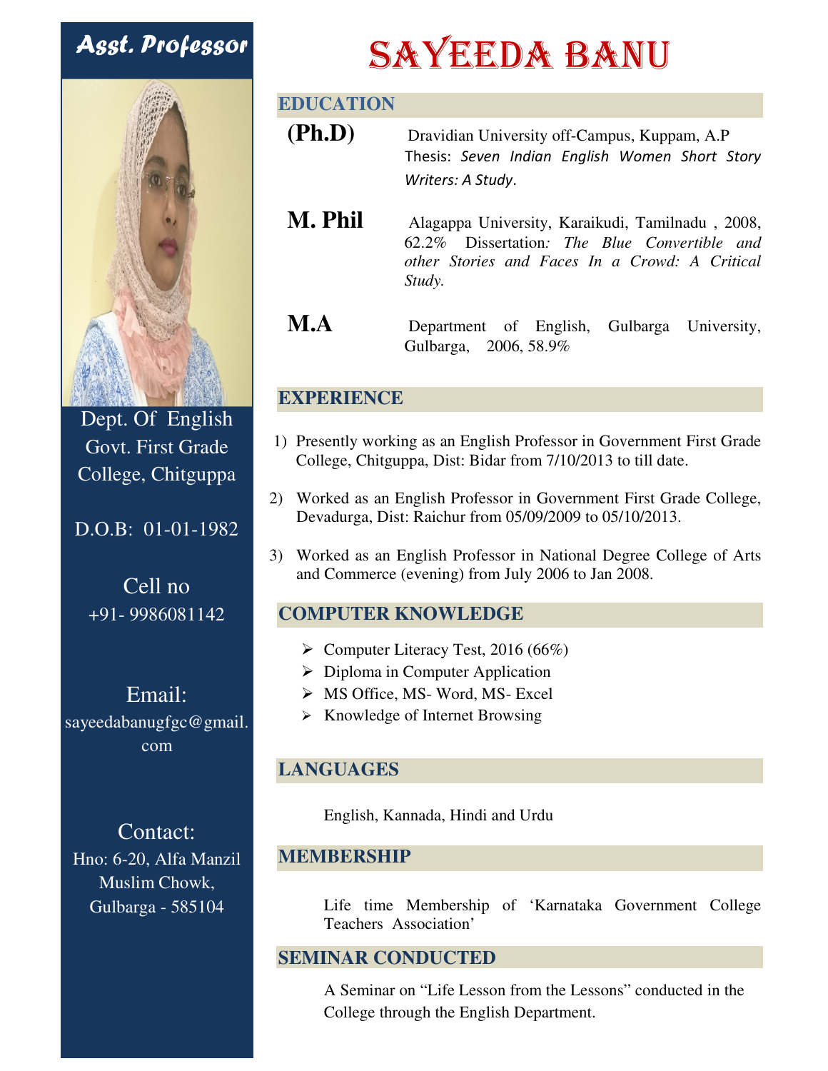# SAYEEDA BANU

**Asst. Professor**

Dept. Of English
Govt. First Grade College, Chitguppa

D.O.B: 01-01-1982

Cell no
+91- 9986081142

Email:
sayeedabanugfgc@gmail.com

Contact:
Hno: 6-20, Alfa Manzil
Muslim Chowk,
Gulbarga - 585104

## EDUCATION

**(Ph.D)** Dravidian University off-Campus, Kuppam, A.P
Thesis: *Seven Indian English Women Short Story Writers: A Study*.

**M. Phil** Alagappa University, Karaikudi, Tamilnadu , 2008, 62.2% Dissertation*: The Blue Convertible and other Stories and Faces In a Crowd: A Critical Study.*

**M.A** Department of English, Gulbarga University, Gulbarga, 2006, 58.9%

## EXPERIENCE

1) Presently working as an English Professor in Government First Grade College, Chitguppa, Dist: Bidar from 7/10/2013 to till date.
2) Worked as an English Professor in Government First Grade College, Devadurga, Dist: Raichur from 05/09/2009 to 05/10/2013.
3) Worked as an English Professor in National Degree College of Arts and Commerce (evening) from July 2006 to Jan 2008.

## COMPUTER KNOWLEDGE

- Computer Literacy Test, 2016 (66%)
- Diploma in Computer Application
- MS Office, MS- Word, MS- Excel
- Knowledge of Internet Browsing

## LANGUAGES

English, Kannada, Hindi and Urdu

## MEMBERSHIP

Life time Membership of 'Karnataka Government College Teachers Association'

## SEMINAR CONDUCTED

A Seminar on "Life Lesson from the Lessons" conducted in the College through the English Department.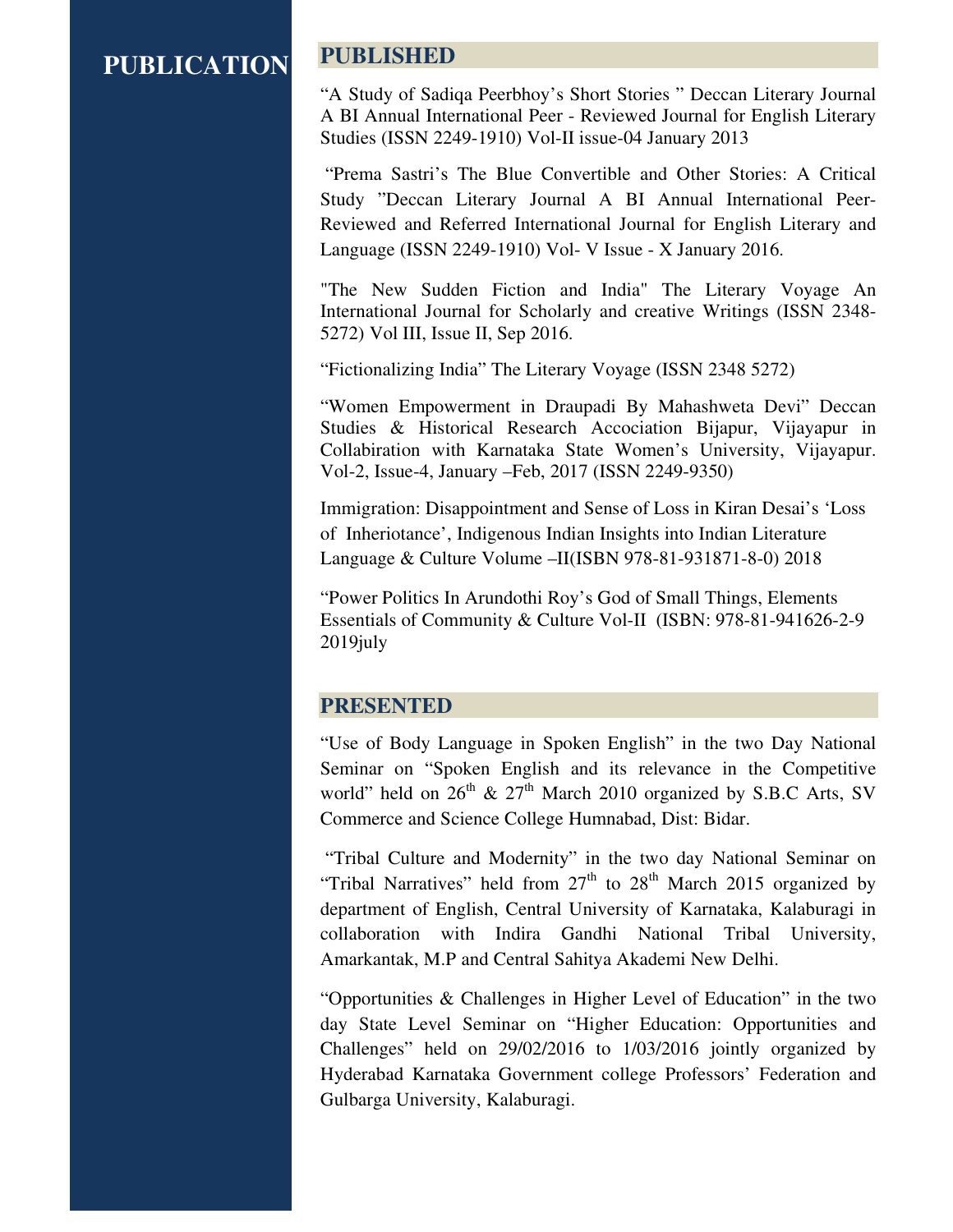# PUBLICATION

## PUBLISHED

"A Study of Sadiqa Peerbhoy's Short Stories " Deccan Literary Journal A BI Annual International Peer - Reviewed Journal for English Literary Studies (ISSN 2249-1910) Vol-II issue-04 January 2013

"Prema Sastri's The Blue Convertible and Other Stories: A Critical Study "Deccan Literary Journal A BI Annual International Peer-Reviewed and Referred International Journal for English Literary and Language (ISSN 2249-1910) Vol- V Issue - X January 2016.

"The New Sudden Fiction and India" The Literary Voyage An International Journal for Scholarly and creative Writings (ISSN 2348-5272) Vol III, Issue II, Sep 2016.

"Fictionalizing India" The Literary Voyage (ISSN 2348 5272)

"Women Empowerment in Draupadi By Mahashweta Devi" Deccan Studies & Historical Research Accociation Bijapur, Vijayapur in Collabiration with Karnataka State Women's University, Vijayapur. Vol-2, Issue-4, January –Feb, 2017 (ISSN 2249-9350)

Immigration: Disappointment and Sense of Loss in Kiran Desai's 'Loss of Inheriotance', Indigenous Indian Insights into Indian Literature Language & Culture Volume –II(ISBN 978-81-931871-8-0) 2018

"Power Politics In Arundothi Roy's God of Small Things, Elements Essentials of Community & Culture Vol-II (ISBN: 978-81-941626-2-9 2019july

## PRESENTED

"Use of Body Language in Spoken English" in the two Day National Seminar on "Spoken English and its relevance in the Competitive world" held on 26th & 27th March 2010 organized by S.B.C Arts, SV Commerce and Science College Humnabad, Dist: Bidar.

"Tribal Culture and Modernity" in the two day National Seminar on "Tribal Narratives" held from 27th to 28th March 2015 organized by department of English, Central University of Karnataka, Kalaburagi in collaboration with Indira Gandhi National Tribal University, Amarkantak, M.P and Central Sahitya Akademi New Delhi.

"Opportunities & Challenges in Higher Level of Education" in the two day State Level Seminar on "Higher Education: Opportunities and Challenges" held on 29/02/2016 to 1/03/2016 jointly organized by Hyderabad Karnataka Government college Professors' Federation and Gulbarga University, Kalaburagi.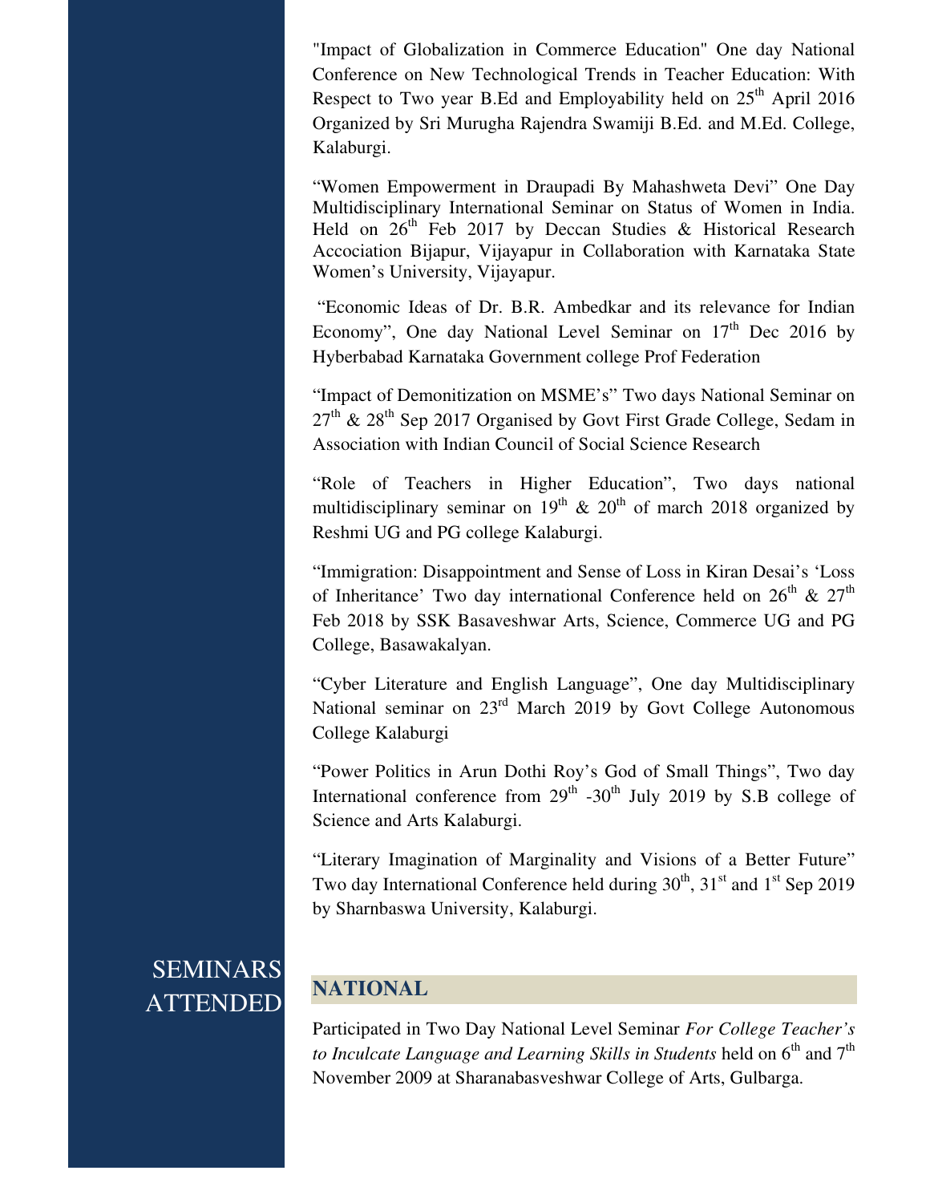"Impact of Globalization in Commerce Education" One day National Conference on New Technological Trends in Teacher Education: With Respect to Two year B.Ed and Employability held on 25th April 2016 Organized by Sri Murugha Rajendra Swamiji B.Ed. and M.Ed. College, Kalaburgi.

"Women Empowerment in Draupadi By Mahashweta Devi" One Day Multidisciplinary International Seminar on Status of Women in India. Held on 26th Feb 2017 by Deccan Studies & Historical Research Accociation Bijapur, Vijayapur in Collaboration with Karnataka State Women's University, Vijayapur.

"Economic Ideas of Dr. B.R. Ambedkar and its relevance for Indian Economy", One day National Level Seminar on 17th Dec 2016 by Hyberbabad Karnataka Government college Prof Federation

"Impact of Demonitization on MSME's" Two days National Seminar on 27th & 28th Sep 2017 Organised by Govt First Grade College, Sedam in Association with Indian Council of Social Science Research

"Role of Teachers in Higher Education", Two days national multidisciplinary seminar on 19th & 20th of march 2018 organized by Reshmi UG and PG college Kalaburgi.

"Immigration: Disappointment and Sense of Loss in Kiran Desai's 'Loss of Inheritance' Two day international Conference held on 26th & 27th Feb 2018 by SSK Basaveshwar Arts, Science, Commerce UG and PG College, Basawakalyan.

"Cyber Literature and English Language", One day Multidisciplinary National seminar on 23rd March 2019 by Govt College Autonomous College Kalaburgi

"Power Politics in Arun Dothi Roy's God of Small Things", Two day International conference from 29th -30th July 2019 by S.B college of Science and Arts Kalaburgi.

"Literary Imagination of Marginality and Visions of a Better Future" Two day International Conference held during 30th, 31st and 1st Sep 2019 by Sharnbaswa University, Kalaburgi.

## SEMINARS ATTENDED

### NATIONAL

Participated in Two Day National Level Seminar *For College Teacher's to Inculcate Language and Learning Skills in Students* held on 6th and 7th November 2009 at Sharanabasveshwar College of Arts, Gulbarga.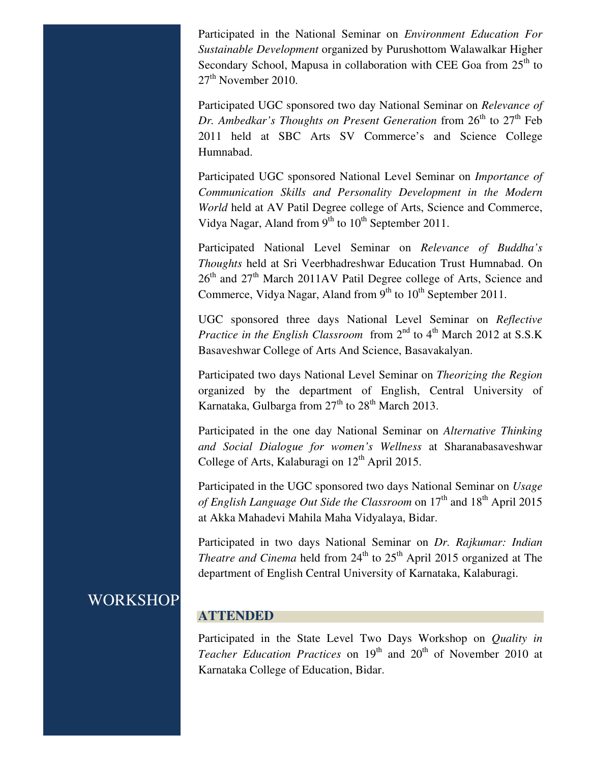Participated in the National Seminar on *Environment Education For Sustainable Development* organized by Purushottom Walawalkar Higher Secondary School, Mapusa in collaboration with CEE Goa from 25th to 27th November 2010.

Participated UGC sponsored two day National Seminar on *Relevance of Dr. Ambedkar's Thoughts on Present Generation* from 26th to 27th Feb 2011 held at SBC Arts SV Commerce's and Science College Humnabad.

Participated UGC sponsored National Level Seminar on *Importance of Communication Skills and Personality Development in the Modern World* held at AV Patil Degree college of Arts, Science and Commerce, Vidya Nagar, Aland from 9th to 10th September 2011.

Participated National Level Seminar on *Relevance of Buddha's Thoughts* held at Sri Veerbhadreshwar Education Trust Humnabad. On 26th and 27th March 2011AV Patil Degree college of Arts, Science and Commerce, Vidya Nagar, Aland from 9th to 10th September 2011.

UGC sponsored three days National Level Seminar on *Reflective Practice in the English Classroom* from 2nd to 4th March 2012 at S.S.K Basaveshwar College of Arts And Science, Basavakalyan.

Participated two days National Level Seminar on *Theorizing the Region* organized by the department of English, Central University of Karnataka, Gulbarga from 27th to 28th March 2013.

Participated in the one day National Seminar on *Alternative Thinking and Social Dialogue for women's Wellness* at Sharanabasaveshwar College of Arts, Kalaburagi on 12th April 2015.

Participated in the UGC sponsored two days National Seminar on *Usage of English Language Out Side the Classroom* on 17th and 18th April 2015 at Akka Mahadevi Mahila Maha Vidyalaya, Bidar.

Participated in two days National Seminar on *Dr. Rajkumar: Indian Theatre and Cinema* held from 24th to 25th April 2015 organized at The department of English Central University of Karnataka, Kalaburagi.

## WORKSHOP ATTENDED

Participated in the State Level Two Days Workshop on *Quality in Teacher Education Practices* on 19th and 20th of November 2010 at Karnataka College of Education, Bidar.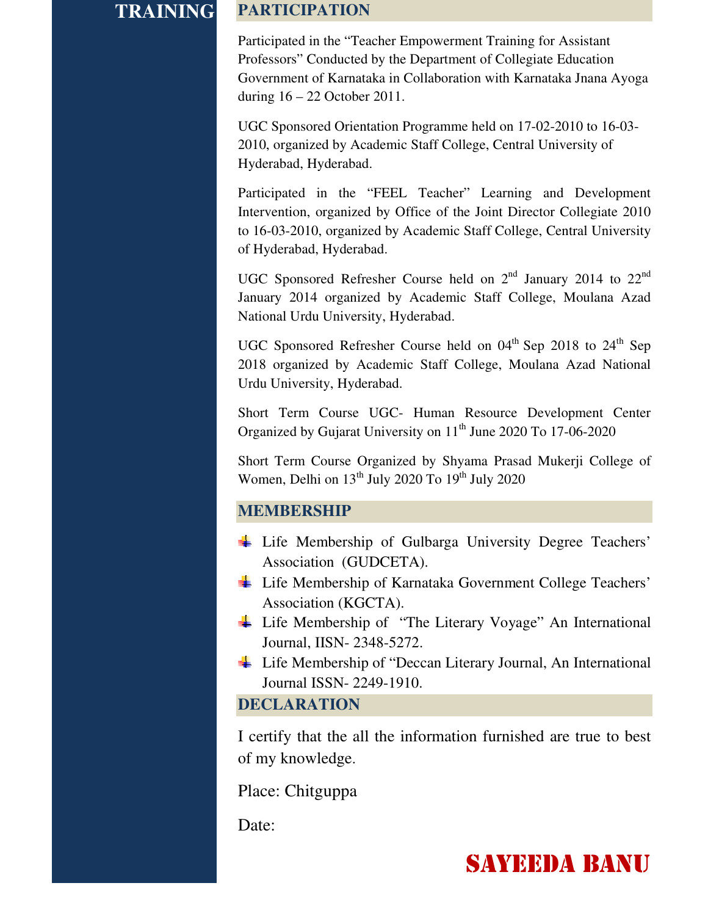## TRAINING

## PARTICIPATION

Participated in the "Teacher Empowerment Training for Assistant Professors" Conducted by the Department of Collegiate Education Government of Karnataka in Collaboration with Karnataka Jnana Ayoga during 16 – 22 October 2011.

UGC Sponsored Orientation Programme held on 17-02-2010 to 16-03-2010, organized by Academic Staff College, Central University of Hyderabad, Hyderabad.

Participated in the "FEEL Teacher" Learning and Development Intervention, organized by Office of the Joint Director Collegiate 2010 to 16-03-2010, organized by Academic Staff College, Central University of Hyderabad, Hyderabad.

UGC Sponsored Refresher Course held on 2nd January 2014 to 22nd January 2014 organized by Academic Staff College, Moulana Azad National Urdu University, Hyderabad.

UGC Sponsored Refresher Course held on 04th Sep 2018 to 24th Sep 2018 organized by Academic Staff College, Moulana Azad National Urdu University, Hyderabad.

Short Term Course UGC- Human Resource Development Center Organized by Gujarat University on 11th June 2020 To 17-06-2020

Short Term Course Organized by Shyama Prasad Mukerji College of Women, Delhi on 13th July 2020 To 19th July 2020

## MEMBERSHIP

- Life Membership of Gulbarga University Degree Teachers' Association (GUDCETA).
- Life Membership of Karnataka Government College Teachers' Association (KGCTA).
- Life Membership of "The Literary Voyage" An International Journal, IISN- 2348-5272.
- Life Membership of "Deccan Literary Journal, An International Journal ISSN- 2249-1910.

## DECLARATION

I certify that the all the information furnished are true to best of my knowledge.

Place: Chitguppa

Date:

**SAYEEDA BANU**